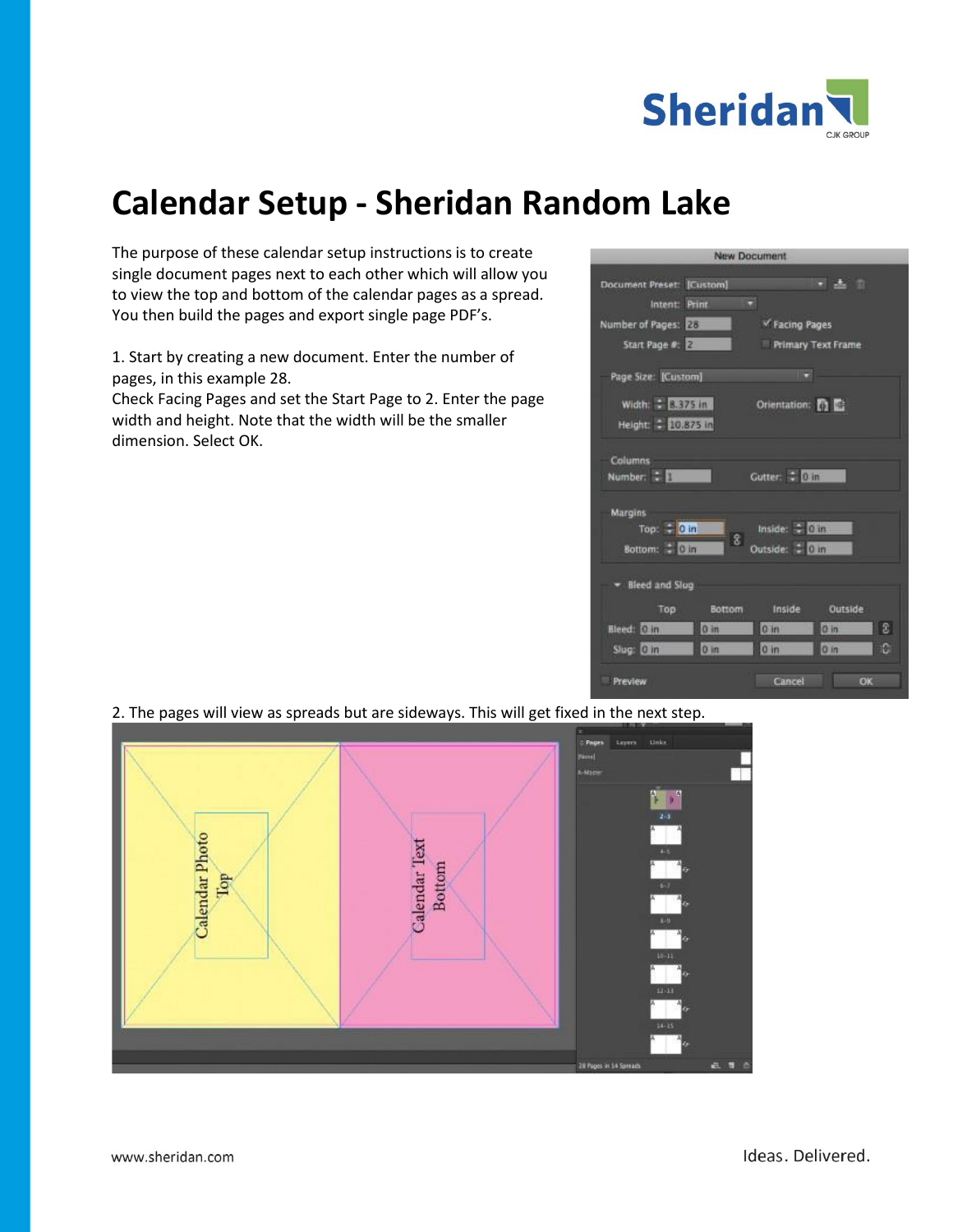# Calendar Setup - Sheridan Random Lake

The purpose of these calendar setup instructions is to create single document pages next to each other which will allow you to view the top and bottom of the calendar pages as a spread. You then build the pages and export single page PDF's.

1. Start by creating a new document. Enter the number of pages, in this example 28.
Check Facing Pages and set the Start Page to 2. Enter the page width and height. Note that the width will be the smaller dimension. Select OK.

2. The pages will view as spreads but are sideways. This will get fixed in the next step.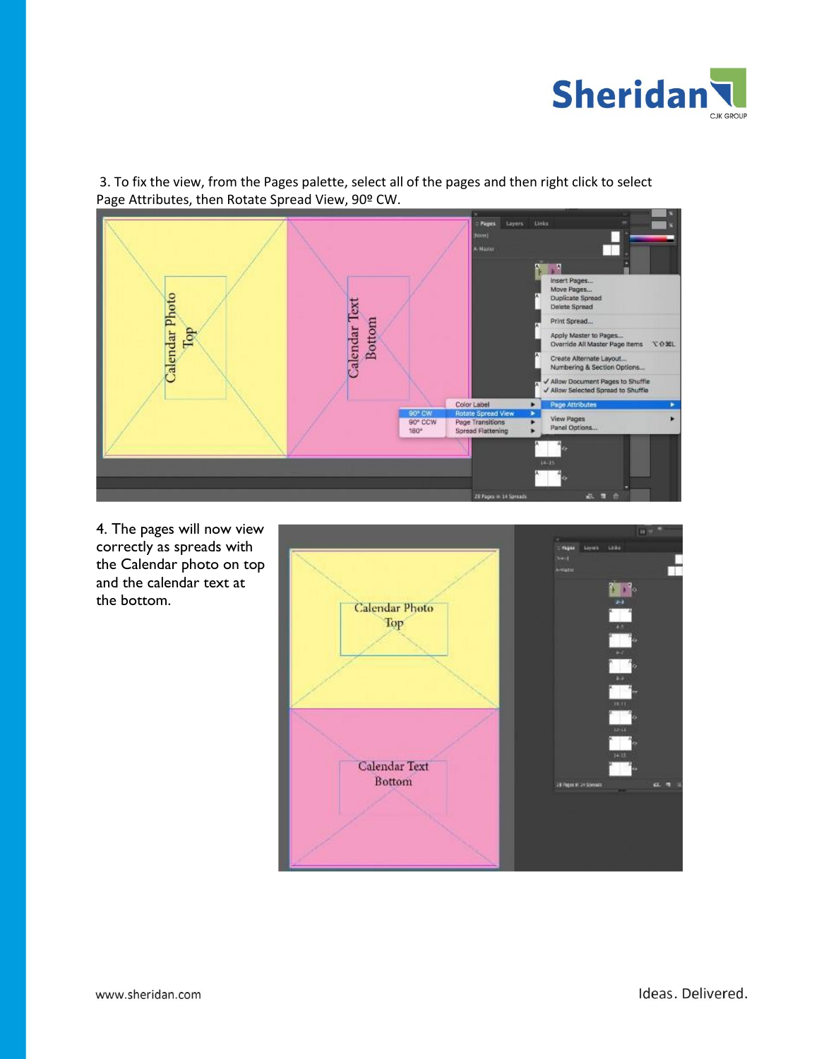3. To fix the view, from the Pages palette, select all of the pages and then right click to select Page Attributes, then Rotate Spread View, 90º CW.

4. The pages will now view correctly as spreads with the Calendar photo on top and the calendar text at the bottom.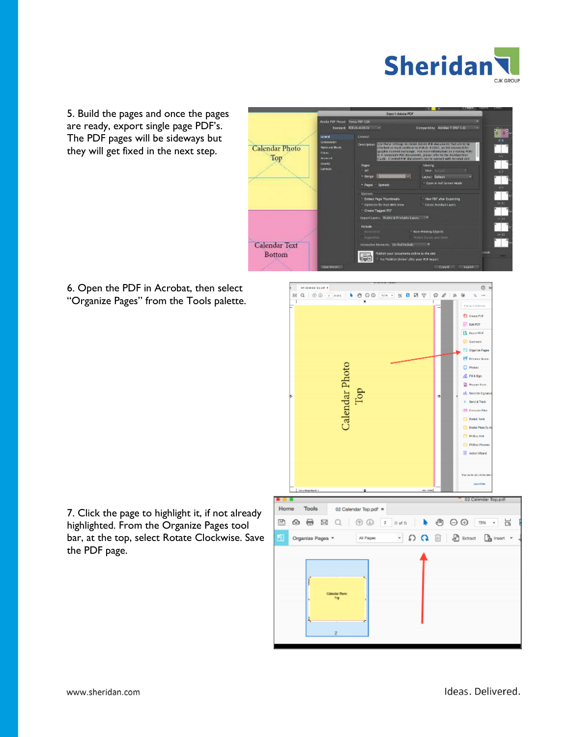5. Build the pages and once the pages are ready, export single page PDF's. The PDF pages will be sideways but they will get fixed in the next step.

6. Open the PDF in Acrobat, then select "Organize Pages" from the Tools palette.

7. Click the page to highlight it, if not already highlighted. From the Organize Pages tool bar, at the top, select Rotate Clockwise. Save the PDF page.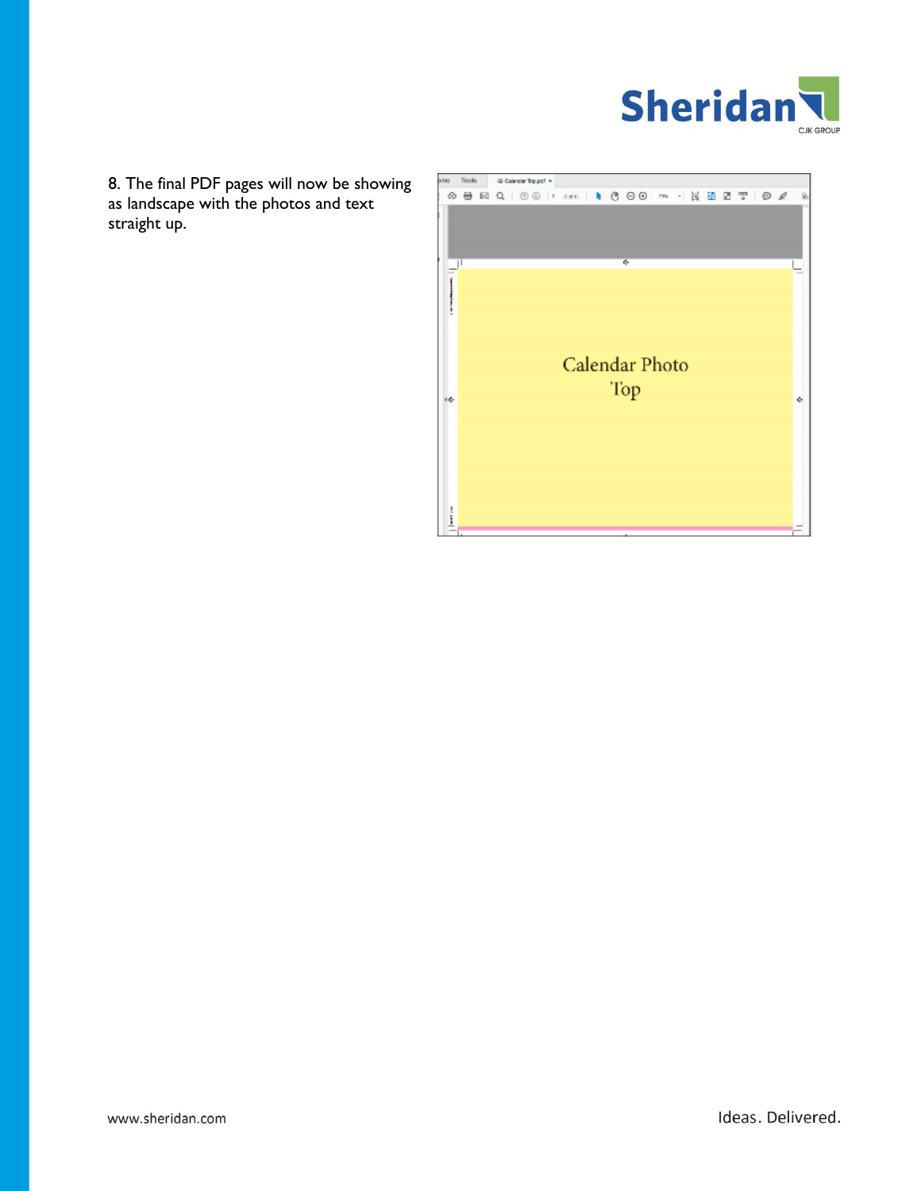8. The final PDF pages will now be showing as landscape with the photos and text straight up.